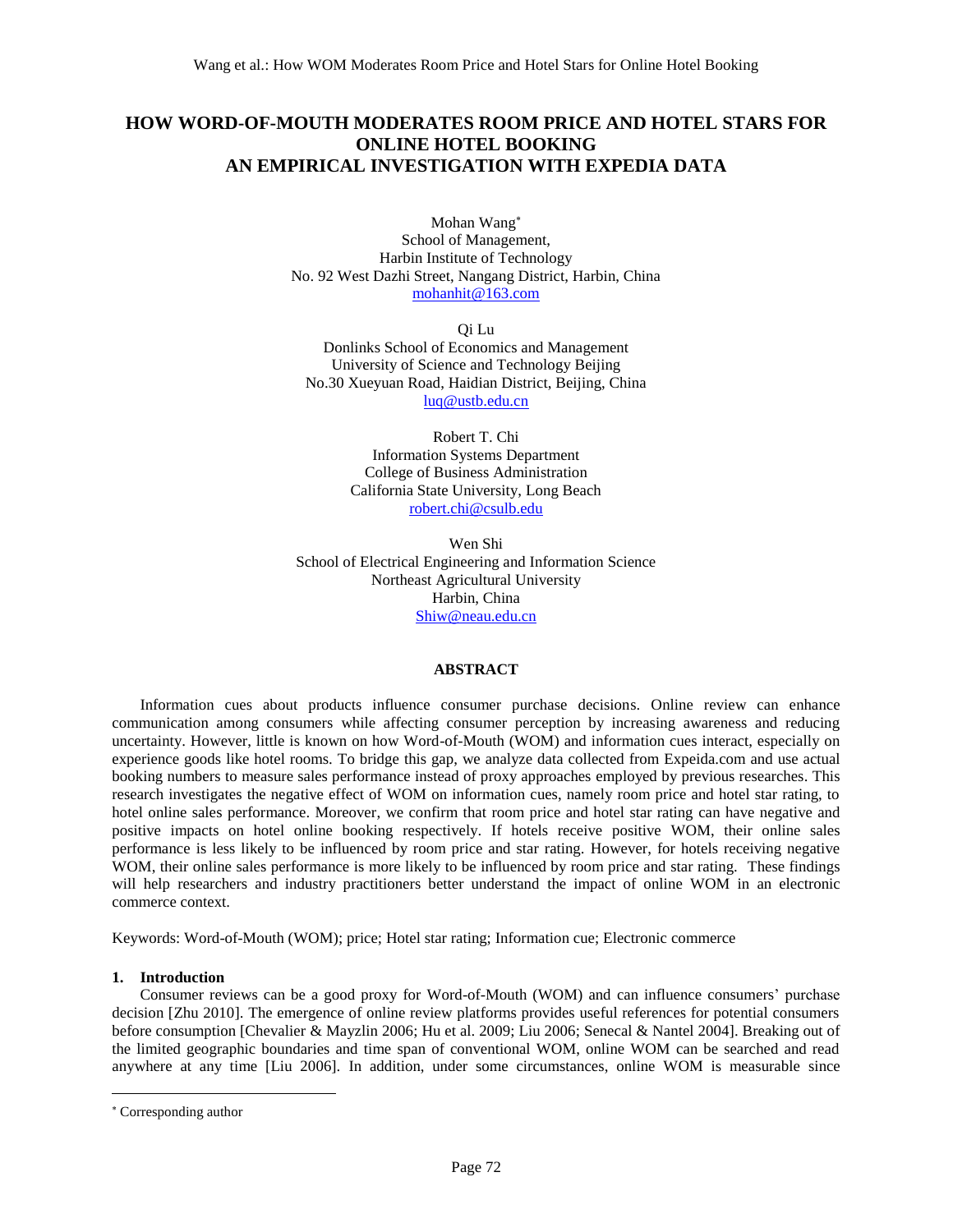# HOW WORD-OF-MOUTH MODERATES ROOM PRICE AND HOTEL STARS FOR ONLINE HOTEL BOOKING AN EMPIRICAL INVESTIGATION WITH EXPEDIA DATA

Mohan Wang*
School of Management,
Harbin Institute of Technology
No. 92 West Dazhi Street, Nangang District, Harbin, China
mohanhit@163.com

Qi Lu
Donlinks School of Economics and Management
University of Science and Technology Beijing
No.30 Xueyuan Road, Haidian District, Beijing, China
luq@ustb.edu.cn

Robert T. Chi
Information Systems Department
College of Business Administration
California State University, Long Beach
robert.chi@csulb.edu

Wen Shi
School of Electrical Engineering and Information Science
Northeast Agricultural University
Harbin, China
Shiw@neau.edu.cn

## ABSTRACT

Information cues about products influence consumer purchase decisions. Online review can enhance communication among consumers while affecting consumer perception by increasing awareness and reducing uncertainty. However, little is known on how Word-of-Mouth (WOM) and information cues interact, especially on experience goods like hotel rooms. To bridge this gap, we analyze data collected from Expeida.com and use actual booking numbers to measure sales performance instead of proxy approaches employed by previous researches. This research investigates the negative effect of WOM on information cues, namely room price and hotel star rating, to hotel online sales performance. Moreover, we confirm that room price and hotel star rating can have negative and positive impacts on hotel online booking respectively. If hotels receive positive WOM, their online sales performance is less likely to be influenced by room price and star rating. However, for hotels receiving negative WOM, their online sales performance is more likely to be influenced by room price and star rating. These findings will help researchers and industry practitioners better understand the impact of online WOM in an electronic commerce context.

Keywords: Word-of-Mouth (WOM); price; Hotel star rating; Information cue; Electronic commerce

## 1. Introduction

Consumer reviews can be a good proxy for Word-of-Mouth (WOM) and can influence consumers' purchase decision [Zhu 2010]. The emergence of online review platforms provides useful references for potential consumers before consumption [Chevalier & Mayzlin 2006; Hu et al. 2009; Liu 2006; Senecal & Nantel 2004]. Breaking out of the limited geographic boundaries and time span of conventional WOM, online WOM can be searched and read anywhere at any time [Liu 2006]. In addition, under some circumstances, online WOM is measurable since

---

* Corresponding author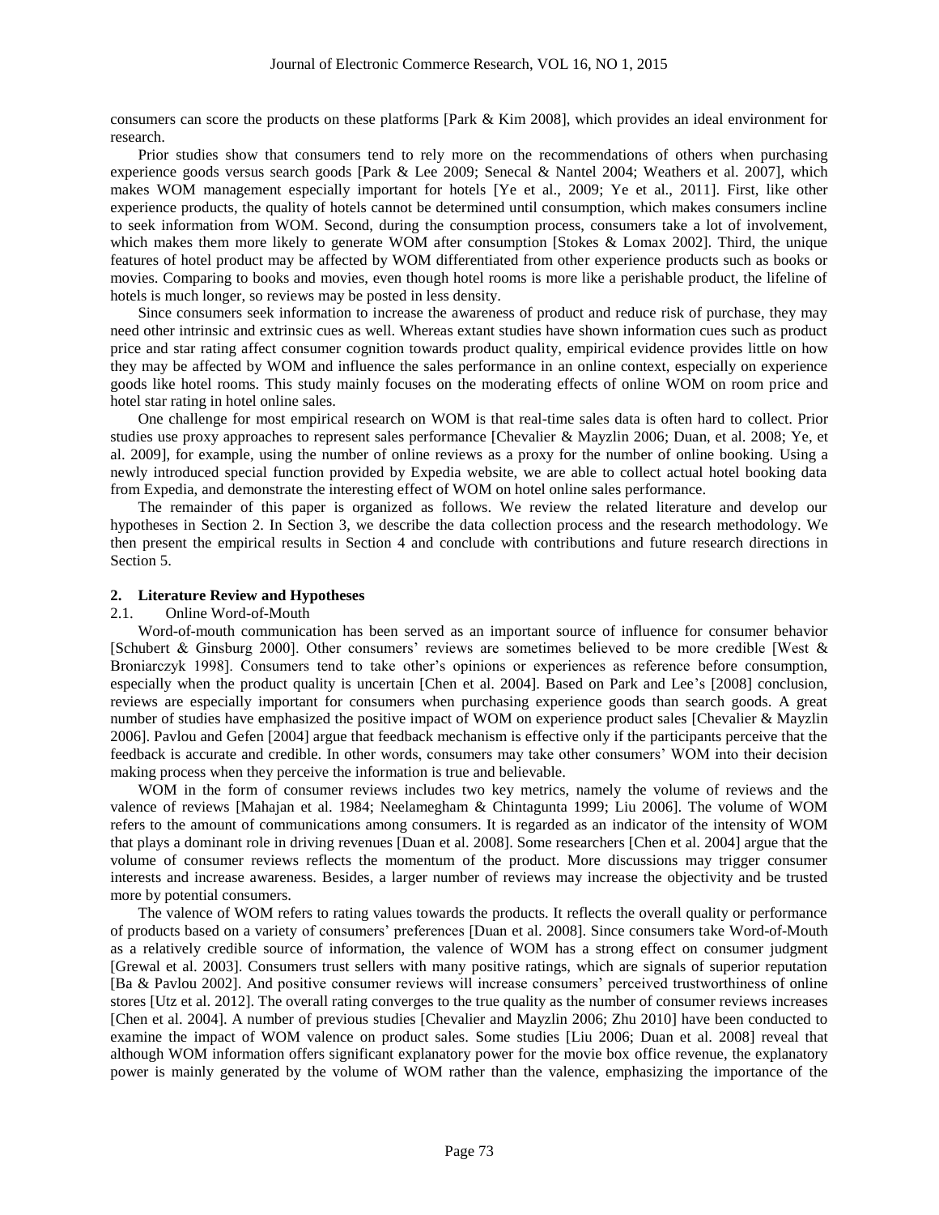consumers can score the products on these platforms [Park & Kim 2008], which provides an ideal environment for research.

Prior studies show that consumers tend to rely more on the recommendations of others when purchasing experience goods versus search goods [Park & Lee 2009; Senecal & Nantel 2004; Weathers et al. 2007], which makes WOM management especially important for hotels [Ye et al., 2009; Ye et al., 2011]. First, like other experience products, the quality of hotels cannot be determined until consumption, which makes consumers incline to seek information from WOM. Second, during the consumption process, consumers take a lot of involvement, which makes them more likely to generate WOM after consumption [Stokes & Lomax 2002]. Third, the unique features of hotel product may be affected by WOM differentiated from other experience products such as books or movies. Comparing to books and movies, even though hotel rooms is more like a perishable product, the lifeline of hotels is much longer, so reviews may be posted in less density.

Since consumers seek information to increase the awareness of product and reduce risk of purchase, they may need other intrinsic and extrinsic cues as well. Whereas extant studies have shown information cues such as product price and star rating affect consumer cognition towards product quality, empirical evidence provides little on how they may be affected by WOM and influence the sales performance in an online context, especially on experience goods like hotel rooms. This study mainly focuses on the moderating effects of online WOM on room price and hotel star rating in hotel online sales.

One challenge for most empirical research on WOM is that real-time sales data is often hard to collect. Prior studies use proxy approaches to represent sales performance [Chevalier & Mayzlin 2006; Duan, et al. 2008; Ye, et al. 2009], for example, using the number of online reviews as a proxy for the number of online booking. Using a newly introduced special function provided by Expedia website, we are able to collect actual hotel booking data from Expedia, and demonstrate the interesting effect of WOM on hotel online sales performance.

The remainder of this paper is organized as follows. We review the related literature and develop our hypotheses in Section 2. In Section 3, we describe the data collection process and the research methodology. We then present the empirical results in Section 4 and conclude with contributions and future research directions in Section 5.

## 2. Literature Review and Hypotheses

### 2.1. Online Word-of-Mouth

Word-of-mouth communication has been served as an important source of influence for consumer behavior [Schubert & Ginsburg 2000]. Other consumers' reviews are sometimes believed to be more credible [West & Broniarczyk 1998]. Consumers tend to take other's opinions or experiences as reference before consumption, especially when the product quality is uncertain [Chen et al. 2004]. Based on Park and Lee's [2008] conclusion, reviews are especially important for consumers when purchasing experience goods than search goods. A great number of studies have emphasized the positive impact of WOM on experience product sales [Chevalier & Mayzlin 2006]. Pavlou and Gefen [2004] argue that feedback mechanism is effective only if the participants perceive that the feedback is accurate and credible. In other words, consumers may take other consumers' WOM into their decision making process when they perceive the information is true and believable.

WOM in the form of consumer reviews includes two key metrics, namely the volume of reviews and the valence of reviews [Mahajan et al. 1984; Neelamegham & Chintagunta 1999; Liu 2006]. The volume of WOM refers to the amount of communications among consumers. It is regarded as an indicator of the intensity of WOM that plays a dominant role in driving revenues [Duan et al. 2008]. Some researchers [Chen et al. 2004] argue that the volume of consumer reviews reflects the momentum of the product. More discussions may trigger consumer interests and increase awareness. Besides, a larger number of reviews may increase the objectivity and be trusted more by potential consumers.

The valence of WOM refers to rating values towards the products. It reflects the overall quality or performance of products based on a variety of consumers' preferences [Duan et al. 2008]. Since consumers take Word-of-Mouth as a relatively credible source of information, the valence of WOM has a strong effect on consumer judgment [Grewal et al. 2003]. Consumers trust sellers with many positive ratings, which are signals of superior reputation [Ba & Pavlou 2002]. And positive consumer reviews will increase consumers' perceived trustworthiness of online stores [Utz et al. 2012]. The overall rating converges to the true quality as the number of consumer reviews increases [Chen et al. 2004]. A number of previous studies [Chevalier and Mayzlin 2006; Zhu 2010] have been conducted to examine the impact of WOM valence on product sales. Some studies [Liu 2006; Duan et al. 2008] reveal that although WOM information offers significant explanatory power for the movie box office revenue, the explanatory power is mainly generated by the volume of WOM rather than the valence, emphasizing the importance of the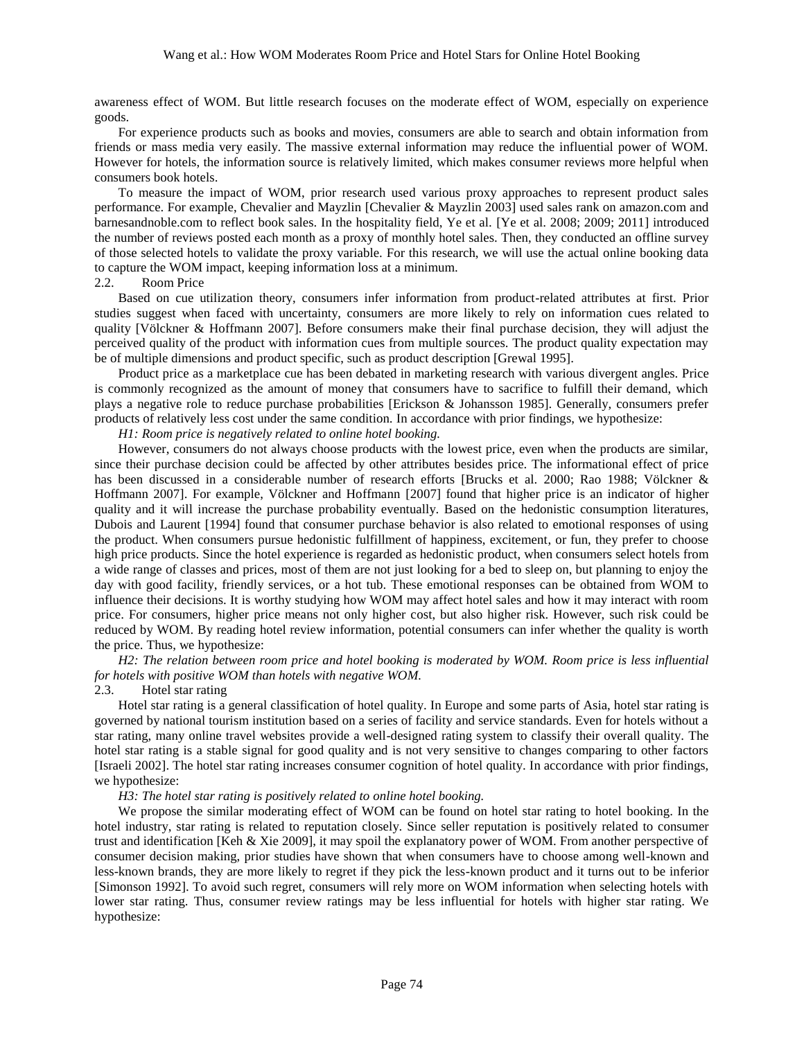awareness effect of WOM. But little research focuses on the moderate effect of WOM, especially on experience goods.

For experience products such as books and movies, consumers are able to search and obtain information from friends or mass media very easily. The massive external information may reduce the influential power of WOM. However for hotels, the information source is relatively limited, which makes consumer reviews more helpful when consumers book hotels.

To measure the impact of WOM, prior research used various proxy approaches to represent product sales performance. For example, Chevalier and Mayzlin [Chevalier & Mayzlin 2003] used sales rank on amazon.com and barnesandnoble.com to reflect book sales. In the hospitality field, Ye et al. [Ye et al. 2008; 2009; 2011] introduced the number of reviews posted each month as a proxy of monthly hotel sales. Then, they conducted an offline survey of those selected hotels to validate the proxy variable. For this research, we will use the actual online booking data to capture the WOM impact, keeping information loss at a minimum.

### 2.2. Room Price

Based on cue utilization theory, consumers infer information from product-related attributes at first. Prior studies suggest when faced with uncertainty, consumers are more likely to rely on information cues related to quality [Völckner & Hoffmann 2007]. Before consumers make their final purchase decision, they will adjust the perceived quality of the product with information cues from multiple sources. The product quality expectation may be of multiple dimensions and product specific, such as product description [Grewal 1995].

Product price as a marketplace cue has been debated in marketing research with various divergent angles. Price is commonly recognized as the amount of money that consumers have to sacrifice to fulfill their demand, which plays a negative role to reduce purchase probabilities [Erickson & Johansson 1985]. Generally, consumers prefer products of relatively less cost under the same condition. In accordance with prior findings, we hypothesize:

*H1: Room price is negatively related to online hotel booking.*

However, consumers do not always choose products with the lowest price, even when the products are similar, since their purchase decision could be affected by other attributes besides price. The informational effect of price has been discussed in a considerable number of research efforts [Brucks et al. 2000; Rao 1988; Völckner & Hoffmann 2007]. For example, Völckner and Hoffmann [2007] found that higher price is an indicator of higher quality and it will increase the purchase probability eventually. Based on the hedonistic consumption literatures, Dubois and Laurent [1994] found that consumer purchase behavior is also related to emotional responses of using the product. When consumers pursue hedonistic fulfillment of happiness, excitement, or fun, they prefer to choose high price products. Since the hotel experience is regarded as hedonistic product, when consumers select hotels from a wide range of classes and prices, most of them are not just looking for a bed to sleep on, but planning to enjoy the day with good facility, friendly services, or a hot tub. These emotional responses can be obtained from WOM to influence their decisions. It is worthy studying how WOM may affect hotel sales and how it may interact with room price. For consumers, higher price means not only higher cost, but also higher risk. However, such risk could be reduced by WOM. By reading hotel review information, potential consumers can infer whether the quality is worth the price. Thus, we hypothesize:

*H2: The relation between room price and hotel booking is moderated by WOM. Room price is less influential for hotels with positive WOM than hotels with negative WOM.*

### 2.3. Hotel star rating

Hotel star rating is a general classification of hotel quality. In Europe and some parts of Asia, hotel star rating is governed by national tourism institution based on a series of facility and service standards. Even for hotels without a star rating, many online travel websites provide a well-designed rating system to classify their overall quality. The hotel star rating is a stable signal for good quality and is not very sensitive to changes comparing to other factors [Israeli 2002]. The hotel star rating increases consumer cognition of hotel quality. In accordance with prior findings, we hypothesize:

*H3: The hotel star rating is positively related to online hotel booking.*

We propose the similar moderating effect of WOM can be found on hotel star rating to hotel booking. In the hotel industry, star rating is related to reputation closely. Since seller reputation is positively related to consumer trust and identification [Keh & Xie 2009], it may spoil the explanatory power of WOM. From another perspective of consumer decision making, prior studies have shown that when consumers have to choose among well-known and less-known brands, they are more likely to regret if they pick the less-known product and it turns out to be inferior [Simonson 1992]. To avoid such regret, consumers will rely more on WOM information when selecting hotels with lower star rating. Thus, consumer review ratings may be less influential for hotels with higher star rating. We hypothesize: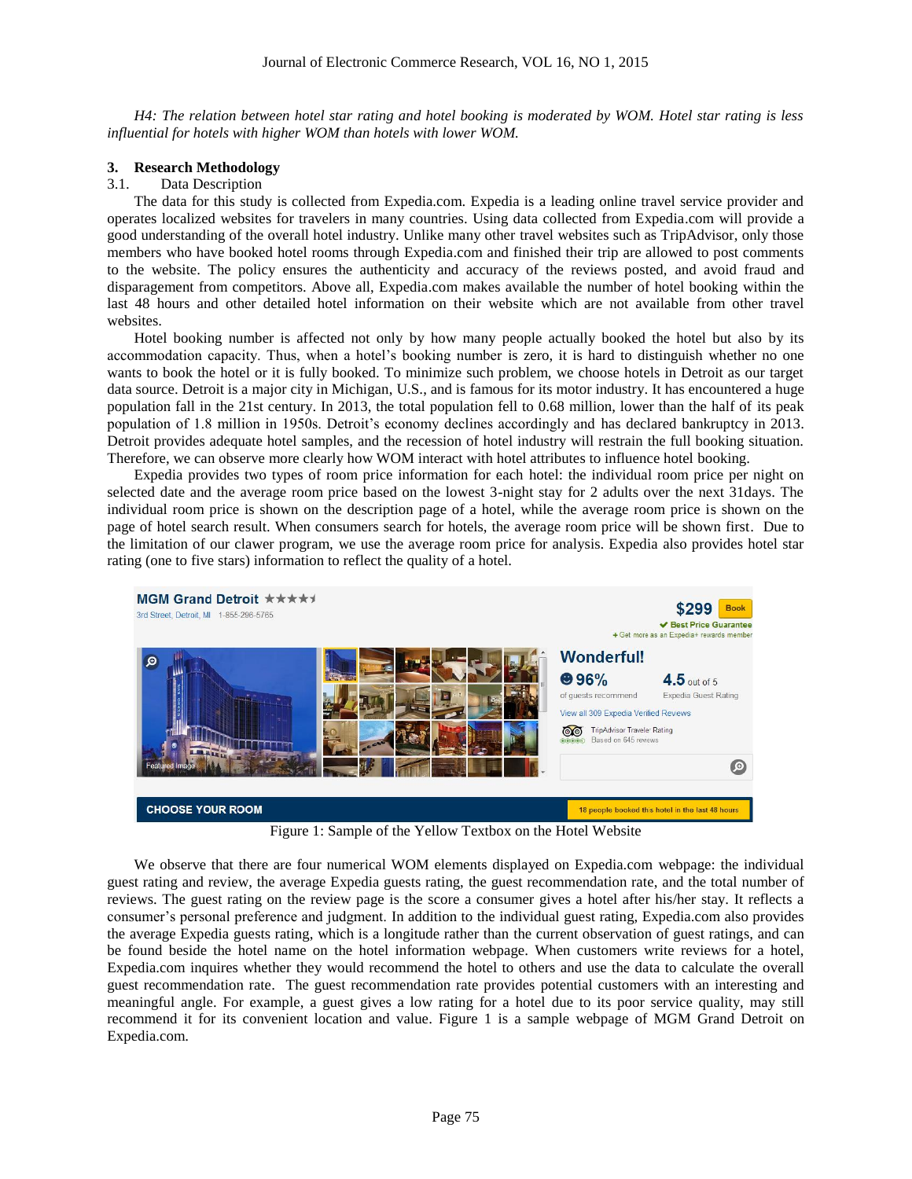*H4: The relation between hotel star rating and hotel booking is moderated by WOM. Hotel star rating is less influential for hotels with higher WOM than hotels with lower WOM.*

## 3. Research Methodology

### 3.1. Data Description

The data for this study is collected from Expedia.com. Expedia is a leading online travel service provider and operates localized websites for travelers in many countries. Using data collected from Expedia.com will provide a good understanding of the overall hotel industry. Unlike many other travel websites such as TripAdvisor, only those members who have booked hotel rooms through Expedia.com and finished their trip are allowed to post comments to the website. The policy ensures the authenticity and accuracy of the reviews posted, and avoid fraud and disparagement from competitors. Above all, Expedia.com makes available the number of hotel booking within the last 48 hours and other detailed hotel information on their website which are not available from other travel websites.

Hotel booking number is affected not only by how many people actually booked the hotel but also by its accommodation capacity. Thus, when a hotel's booking number is zero, it is hard to distinguish whether no one wants to book the hotel or it is fully booked. To minimize such problem, we choose hotels in Detroit as our target data source. Detroit is a major city in Michigan, U.S., and is famous for its motor industry. It has encountered a huge population fall in the 21st century. In 2013, the total population fell to 0.68 million, lower than the half of its peak population of 1.8 million in 1950s. Detroit's economy declines accordingly and has declared bankruptcy in 2013. Detroit provides adequate hotel samples, and the recession of hotel industry will restrain the full booking situation. Therefore, we can observe more clearly how WOM interact with hotel attributes to influence hotel booking.

Expedia provides two types of room price information for each hotel: the individual room price per night on selected date and the average room price based on the lowest 3-night stay for 2 adults over the next 31days. The individual room price is shown on the description page of a hotel, while the average room price is shown on the page of hotel search result. When consumers search for hotels, the average room price will be shown first. Due to the limitation of our clawer program, we use the average room price for analysis. Expedia also provides hotel star rating (one to five stars) information to reflect the quality of a hotel.

Figure 1: Sample of the Yellow Textbox on the Hotel Website

We observe that there are four numerical WOM elements displayed on Expedia.com webpage: the individual guest rating and review, the average Expedia guests rating, the guest recommendation rate, and the total number of reviews. The guest rating on the review page is the score a consumer gives a hotel after his/her stay. It reflects a consumer's personal preference and judgment. In addition to the individual guest rating, Expedia.com also provides the average Expedia guests rating, which is a longitude rather than the current observation of guest ratings, and can be found beside the hotel name on the hotel information webpage. When customers write reviews for a hotel, Expedia.com inquires whether they would recommend the hotel to others and use the data to calculate the overall guest recommendation rate. The guest recommendation rate provides potential customers with an interesting and meaningful angle. For example, a guest gives a low rating for a hotel due to its poor service quality, may still recommend it for its convenient location and value. Figure 1 is a sample webpage of MGM Grand Detroit on Expedia.com.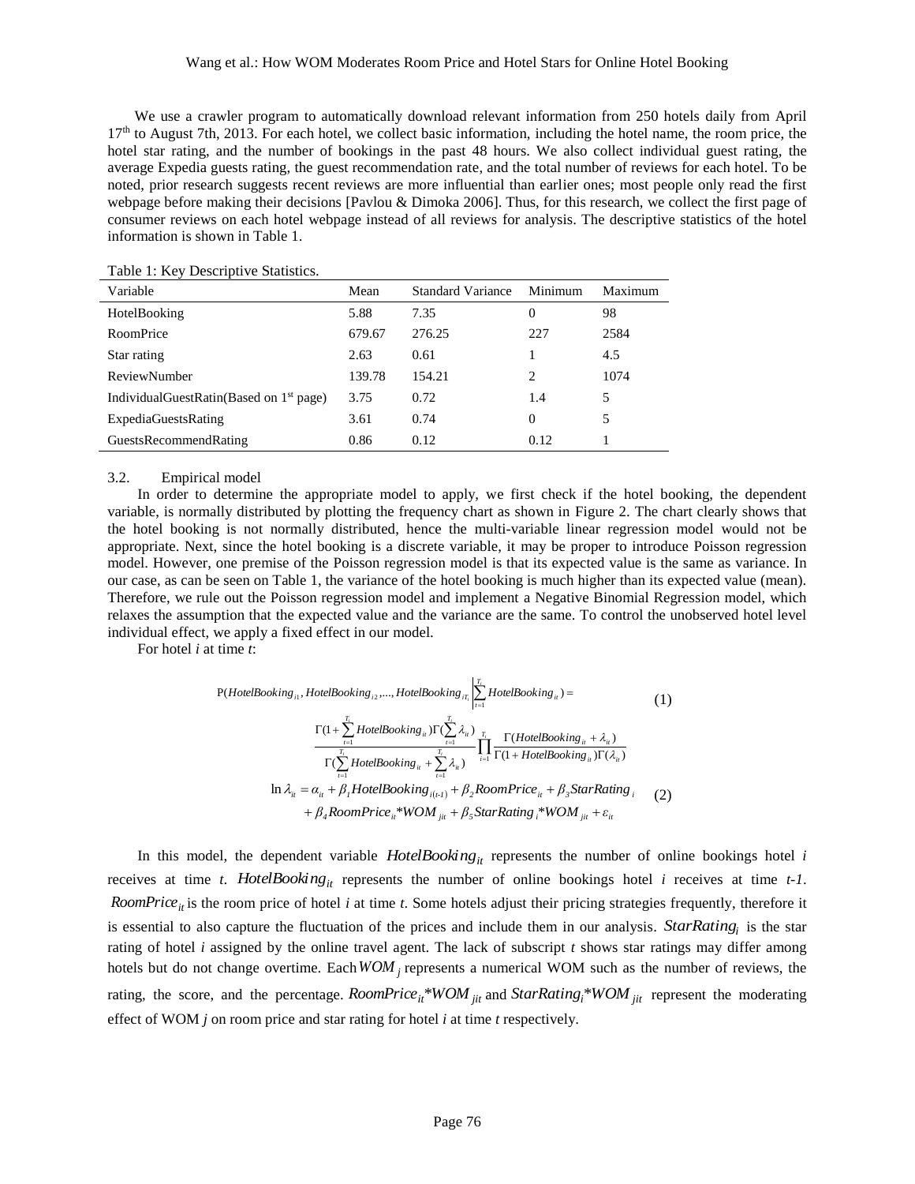We use a crawler program to automatically download relevant information from 250 hotels daily from April 17th to August 7th, 2013. For each hotel, we collect basic information, including the hotel name, the room price, the hotel star rating, and the number of bookings in the past 48 hours. We also collect individual guest rating, the average Expedia guests rating, the guest recommendation rate, and the total number of reviews for each hotel. To be noted, prior research suggests recent reviews are more influential than earlier ones; most people only read the first webpage before making their decisions [Pavlou & Dimoka 2006]. Thus, for this research, we collect the first page of consumer reviews on each hotel webpage instead of all reviews for analysis. The descriptive statistics of the hotel information is shown in Table 1.

Table 1: Key Descriptive Statistics.

| Variable | Mean | Standard Variance | Minimum | Maximum |
|---|---|---|---|---|
| HotelBooking | 5.88 | 7.35 | 0 | 98 |
| RoomPrice | 679.67 | 276.25 | 227 | 2584 |
| Star rating | 2.63 | 0.61 | 1 | 4.5 |
| ReviewNumber | 139.78 | 154.21 | 2 | 1074 |
| IndividualGuestRatin(Based on 1st page) | 3.75 | 0.72 | 1.4 | 5 |
| ExpediaGuestsRating | 3.61 | 0.74 | 0 | 5 |
| GuestsRecommendRating | 0.86 | 0.12 | 0.12 | 1 |

### 3.2. Empirical model

In order to determine the appropriate model to apply, we first check if the hotel booking, the dependent variable, is normally distributed by plotting the frequency chart as shown in Figure 2. The chart clearly shows that the hotel booking is not normally distributed, hence the multi-variable linear regression model would not be appropriate. Next, since the hotel booking is a discrete variable, it may be proper to introduce Poisson regression model. However, one premise of the Poisson regression model is that its expected value is the same as variance. In our case, as can be seen on Table 1, the variance of the hotel booking is much higher than its expected value (mean). Therefore, we rule out the Poisson regression model and implement a Negative Binomial Regression model, which relaxes the assumption that the expected value and the variance are the same. To control the unobserved hotel level individual effect, we apply a fixed effect in our model.

For hotel *i* at time *t*:

$$\mathrm{P}(HotelBooking_{i1}, HotelBooking_{i2}, ..., HotelBooking_{iT_i} \Big| \sum_{t=1}^{T_i} HotelBooking_{it}) = \tag{1}$$

$$\frac{\Gamma(1+\sum_{t=1}^{T_i} HotelBooking_{it})\Gamma(\sum_{t=1}^{T_i}\lambda_{it})}{\Gamma(\sum_{t=1}^{T_i} HotelBooking_{it} + \sum_{t=1}^{T_i}\lambda_{it})} \prod_{i=1}^{T_i} \frac{\Gamma(HotelBooking_{it} + \lambda_{it})}{\Gamma(1+HotelBooking_{it})\Gamma(\lambda_{it})}$$

$$\ln \lambda_{it} = \alpha_{it} + \beta_1 HotelBooking_{i(t-1)} + \beta_2 RoomPrice_{it} + \beta_3 StarRating_i + \beta_4 RoomPrice_{it}{*}WOM_{jit} + \beta_5 StarRating_i{*}WOM_{jit} + \varepsilon_{it} \tag{2}$$

In this model, the dependent variable $HotelBooking_{it}$ represents the number of online bookings hotel *i* receives at time *t*. $HotelBooking_{it}$ represents the number of online bookings hotel *i* receives at time *t-1*. $RoomPrice_{it}$ is the room price of hotel *i* at time *t*. Some hotels adjust their pricing strategies frequently, therefore it is essential to also capture the fluctuation of the prices and include them in our analysis. $StarRating_i$ is the star rating of hotel *i* assigned by the online travel agent. The lack of subscript *t* shows star ratings may differ among hotels but do not change overtime. Each $WOM_j$ represents a numerical WOM such as the number of reviews, the rating, the score, and the percentage. $RoomPrice_{it}{*}WOM_{jit}$ and $StarRating_i{*}WOM_{jit}$ represent the moderating effect of WOM *j* on room price and star rating for hotel *i* at time *t* respectively.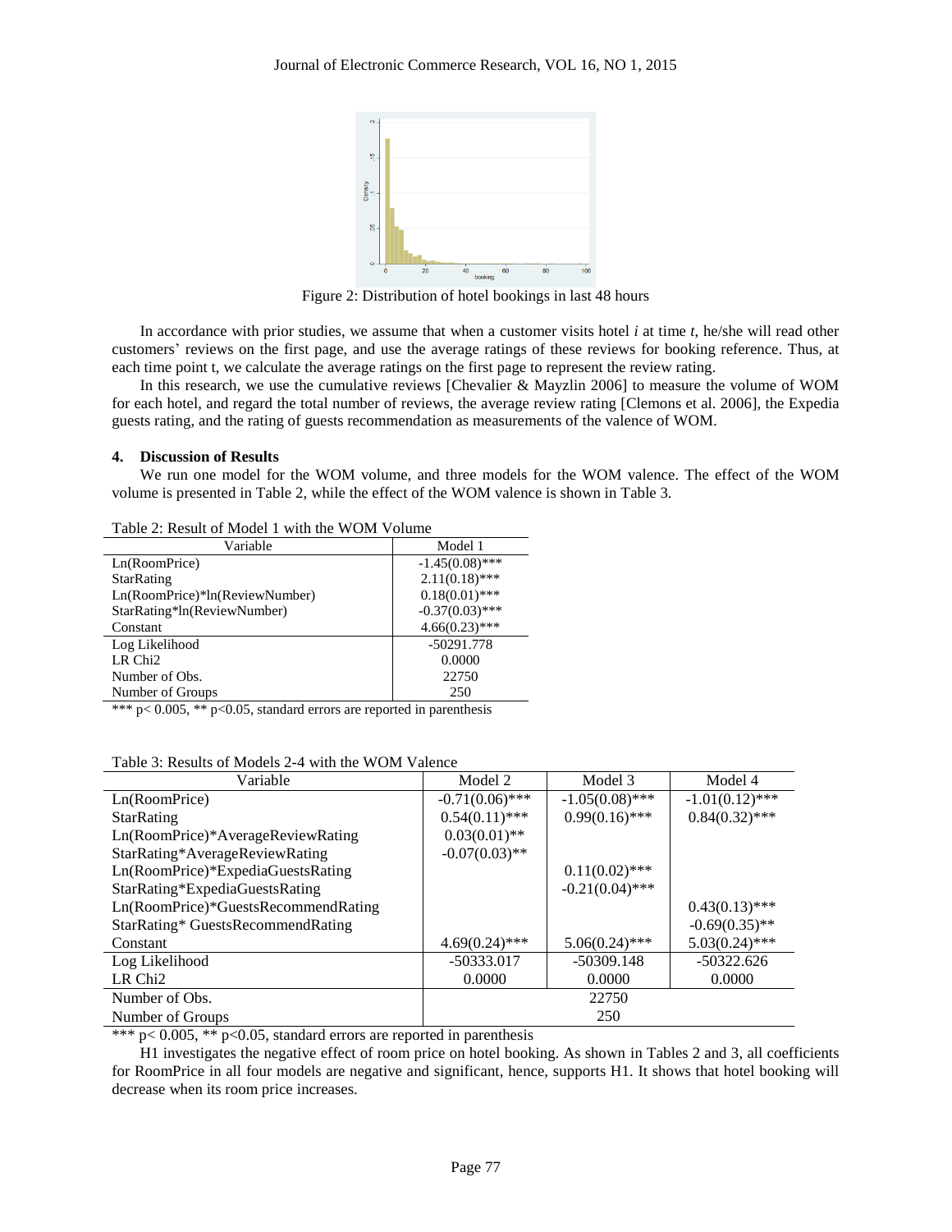Figure 2: Distribution of hotel bookings in last 48 hours

In accordance with prior studies, we assume that when a customer visits hotel *i* at time *t*, he/she will read other customers' reviews on the first page, and use the average ratings of these reviews for booking reference. Thus, at each time point t, we calculate the average ratings on the first page to represent the review rating.

In this research, we use the cumulative reviews [Chevalier & Mayzlin 2006] to measure the volume of WOM for each hotel, and regard the total number of reviews, the average review rating [Clemons et al. 2006], the Expedia guests rating, and the rating of guests recommendation as measurements of the valence of WOM.

## 4. Discussion of Results

We run one model for the WOM volume, and three models for the WOM valence. The effect of the WOM volume is presented in Table 2, while the effect of the WOM valence is shown in Table 3.

Table 2: Result of Model 1 with the WOM Volume

| Variable | Model 1 |
|---|---|
| Ln(RoomPrice) | -1.45(0.08)*** |
| StarRating | 2.11(0.18)*** |
| Ln(RoomPrice)*ln(ReviewNumber) | 0.18(0.01)*** |
| StarRating*ln(ReviewNumber) | -0.37(0.03)*** |
| Constant | 4.66(0.23)*** |
| Log Likelihood | -50291.778 |
| LR Chi2 | 0.0000 |
| Number of Obs. | 22750 |
| Number of Groups | 250 |

*** p< 0.005, ** p<0.05, standard errors are reported in parenthesis

Table 3: Results of Models 2-4 with the WOM Valence

| Variable | Model 2 | Model 3 | Model 4 |
|---|---|---|---|
| Ln(RoomPrice) | -0.71(0.06)*** | -1.05(0.08)*** | -1.01(0.12)*** |
| StarRating | 0.54(0.11)*** | 0.99(0.16)*** | 0.84(0.32)*** |
| Ln(RoomPrice)*AverageReviewRating | 0.03(0.01)** | | |
| StarRating*AverageReviewRating | -0.07(0.03)** | | |
| Ln(RoomPrice)*ExpediaGuestsRating | | 0.11(0.02)*** | |
| StarRating*ExpediaGuestsRating | | -0.21(0.04)*** | |
| Ln(RoomPrice)*GuestsRecommendRating | | | 0.43(0.13)*** |
| StarRating* GuestsRecommendRating | | | -0.69(0.35)** |
| Constant | 4.69(0.24)*** | 5.06(0.24)*** | 5.03(0.24)*** |
| Log Likelihood | -50333.017 | -50309.148 | -50322.626 |
| LR Chi2 | 0.0000 | 0.0000 | 0.0000 |
| Number of Obs. | 22750 | | |
| Number of Groups | 250 | | |

*** p< 0.005, ** p<0.05, standard errors are reported in parenthesis

H1 investigates the negative effect of room price on hotel booking. As shown in Tables 2 and 3, all coefficients for RoomPrice in all four models are negative and significant, hence, supports H1. It shows that hotel booking will decrease when its room price increases.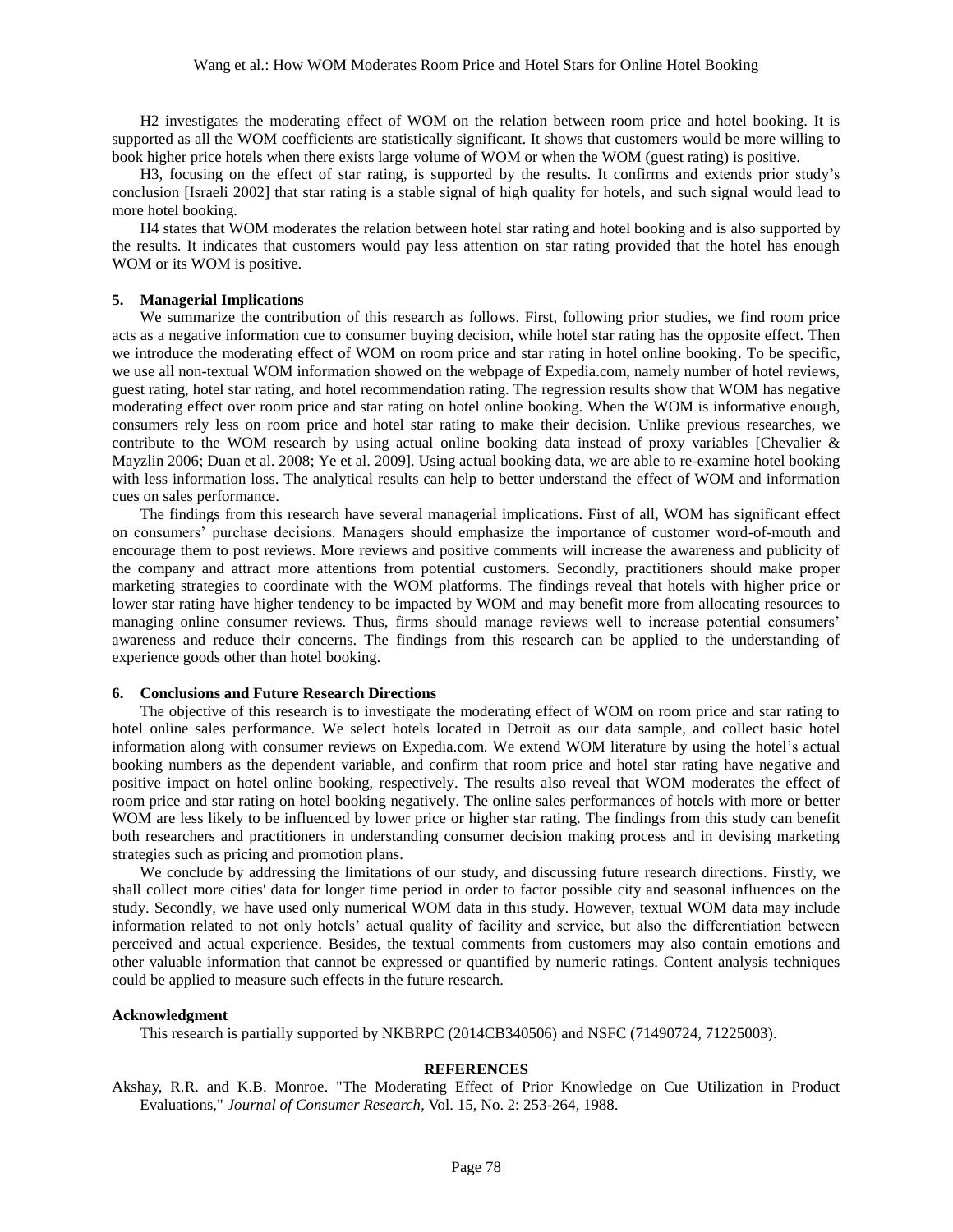H2 investigates the moderating effect of WOM on the relation between room price and hotel booking. It is supported as all the WOM coefficients are statistically significant. It shows that customers would be more willing to book higher price hotels when there exists large volume of WOM or when the WOM (guest rating) is positive.

H3, focusing on the effect of star rating, is supported by the results. It confirms and extends prior study's conclusion [Israeli 2002] that star rating is a stable signal of high quality for hotels, and such signal would lead to more hotel booking.

H4 states that WOM moderates the relation between hotel star rating and hotel booking and is also supported by the results. It indicates that customers would pay less attention on star rating provided that the hotel has enough WOM or its WOM is positive.

### 5. Managerial Implications

We summarize the contribution of this research as follows. First, following prior studies, we find room price acts as a negative information cue to consumer buying decision, while hotel star rating has the opposite effect. Then we introduce the moderating effect of WOM on room price and star rating in hotel online booking. To be specific, we use all non-textual WOM information showed on the webpage of Expedia.com, namely number of hotel reviews, guest rating, hotel star rating, and hotel recommendation rating. The regression results show that WOM has negative moderating effect over room price and star rating on hotel online booking. When the WOM is informative enough, consumers rely less on room price and hotel star rating to make their decision. Unlike previous researches, we contribute to the WOM research by using actual online booking data instead of proxy variables [Chevalier & Mayzlin 2006; Duan et al. 2008; Ye et al. 2009]. Using actual booking data, we are able to re-examine hotel booking with less information loss. The analytical results can help to better understand the effect of WOM and information cues on sales performance.

The findings from this research have several managerial implications. First of all, WOM has significant effect on consumers' purchase decisions. Managers should emphasize the importance of customer word-of-mouth and encourage them to post reviews. More reviews and positive comments will increase the awareness and publicity of the company and attract more attentions from potential customers. Secondly, practitioners should make proper marketing strategies to coordinate with the WOM platforms. The findings reveal that hotels with higher price or lower star rating have higher tendency to be impacted by WOM and may benefit more from allocating resources to managing online consumer reviews. Thus, firms should manage reviews well to increase potential consumers' awareness and reduce their concerns. The findings from this research can be applied to the understanding of experience goods other than hotel booking.

### 6. Conclusions and Future Research Directions

The objective of this research is to investigate the moderating effect of WOM on room price and star rating to hotel online sales performance. We select hotels located in Detroit as our data sample, and collect basic hotel information along with consumer reviews on Expedia.com. We extend WOM literature by using the hotel's actual booking numbers as the dependent variable, and confirm that room price and hotel star rating have negative and positive impact on hotel online booking, respectively. The results also reveal that WOM moderates the effect of room price and star rating on hotel booking negatively. The online sales performances of hotels with more or better WOM are less likely to be influenced by lower price or higher star rating. The findings from this study can benefit both researchers and practitioners in understanding consumer decision making process and in devising marketing strategies such as pricing and promotion plans.

We conclude by addressing the limitations of our study, and discussing future research directions. Firstly, we shall collect more cities' data for longer time period in order to factor possible city and seasonal influences on the study. Secondly, we have used only numerical WOM data in this study. However, textual WOM data may include information related to not only hotels' actual quality of facility and service, but also the differentiation between perceived and actual experience. Besides, the textual comments from customers may also contain emotions and other valuable information that cannot be expressed or quantified by numeric ratings. Content analysis techniques could be applied to measure such effects in the future research.

### Acknowledgment

This research is partially supported by NKBRPC (2014CB340506) and NSFC (71490724, 71225003).

## REFERENCES

Akshay, R.R. and K.B. Monroe. "The Moderating Effect of Prior Knowledge on Cue Utilization in Product Evaluations," *Journal of Consumer Research*, Vol. 15, No. 2: 253-264, 1988.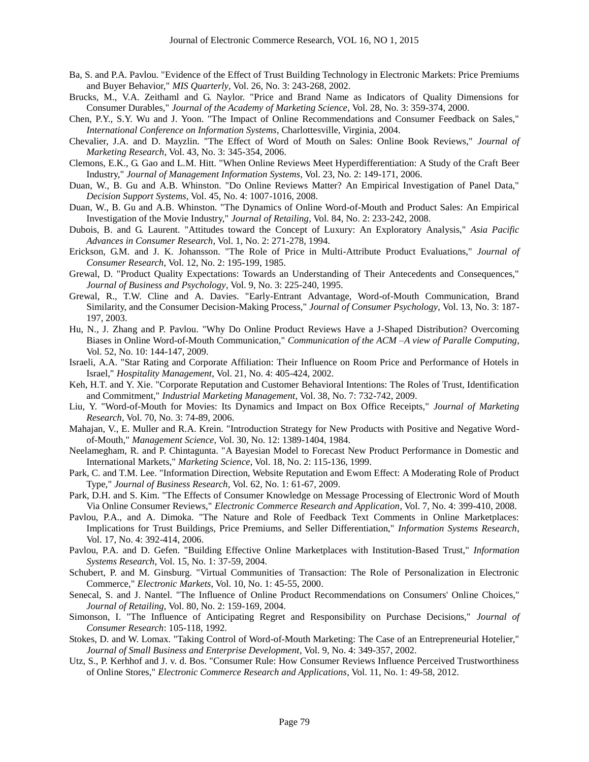Ba, S. and P.A. Pavlou. "Evidence of the Effect of Trust Building Technology in Electronic Markets: Price Premiums and Buyer Behavior," *MIS Quarterly*, Vol. 26, No. 3: 243-268, 2002.

Brucks, M., V.A. Zeithaml and G. Naylor. "Price and Brand Name as Indicators of Quality Dimensions for Consumer Durables," *Journal of the Academy of Marketing Science*, Vol. 28, No. 3: 359-374, 2000.

Chen, P.Y., S.Y. Wu and J. Yoon. "The Impact of Online Recommendations and Consumer Feedback on Sales," *International Conference on Information Systems*, Charlottesville, Virginia, 2004.

Chevalier, J.A. and D. Mayzlin. "The Effect of Word of Mouth on Sales: Online Book Reviews," *Journal of Marketing Research*, Vol. 43, No. 3: 345-354, 2006.

Clemons, E.K., G. Gao and L.M. Hitt. "When Online Reviews Meet Hyperdifferentiation: A Study of the Craft Beer Industry," *Journal of Management Information Systems*, Vol. 23, No. 2: 149-171, 2006.

Duan, W., B. Gu and A.B. Whinston. "Do Online Reviews Matter? An Empirical Investigation of Panel Data," *Decision Support Systems*, Vol. 45, No. 4: 1007-1016, 2008.

Duan, W., B. Gu and A.B. Whinston. "The Dynamics of Online Word-of-Mouth and Product Sales: An Empirical Investigation of the Movie Industry," *Journal of Retailing*, Vol. 84, No. 2: 233-242, 2008.

Dubois, B. and G. Laurent. "Attitudes toward the Concept of Luxury: An Exploratory Analysis," *Asia Pacific Advances in Consumer Research*, Vol. 1, No. 2: 271-278, 1994.

Erickson, G.M. and J. K. Johansson. "The Role of Price in Multi-Attribute Product Evaluations," *Journal of Consumer Research*, Vol. 12, No. 2: 195-199, 1985.

Grewal, D. "Product Quality Expectations: Towards an Understanding of Their Antecedents and Consequences," *Journal of Business and Psychology*, Vol. 9, No. 3: 225-240, 1995.

Grewal, R., T.W. Cline and A. Davies. "Early-Entrant Advantage, Word-of-Mouth Communication, Brand Similarity, and the Consumer Decision-Making Process," *Journal of Consumer Psychology*, Vol. 13, No. 3: 187-197, 2003.

Hu, N., J. Zhang and P. Pavlou. "Why Do Online Product Reviews Have a J-Shaped Distribution? Overcoming Biases in Online Word-of-Mouth Communication," *Communication of the ACM –A view of Paralle Computing*, Vol. 52, No. 10: 144-147, 2009.

Israeli, A.A. "Star Rating and Corporate Affiliation: Their Influence on Room Price and Performance of Hotels in Israel," *Hospitality Management*, Vol. 21, No. 4: 405-424, 2002.

Keh, H.T. and Y. Xie. "Corporate Reputation and Customer Behavioral Intentions: The Roles of Trust, Identification and Commitment," *Industrial Marketing Management*, Vol. 38, No. 7: 732-742, 2009.

Liu, Y. "Word-of-Mouth for Movies: Its Dynamics and Impact on Box Office Receipts," *Journal of Marketing Research*, Vol. 70, No. 3: 74-89, 2006.

Mahajan, V., E. Muller and R.A. Krein. "Introduction Strategy for New Products with Positive and Negative Word-of-Mouth," *Management Science*, Vol. 30, No. 12: 1389-1404, 1984.

Neelamegham, R. and P. Chintagunta. "A Bayesian Model to Forecast New Product Performance in Domestic and International Markets," *Marketing Science*, Vol. 18, No. 2: 115-136, 1999.

Park, C. and T.M. Lee. "Information Direction, Website Reputation and Ewom Effect: A Moderating Role of Product Type," *Journal of Business Research*, Vol. 62, No. 1: 61-67, 2009.

Park, D.H. and S. Kim. "The Effects of Consumer Knowledge on Message Processing of Electronic Word of Mouth Via Online Consumer Reviews," *Electronic Commerce Research and Application*, Vol. 7, No. 4: 399-410, 2008.

Pavlou, P.A., and A. Dimoka. "The Nature and Role of Feedback Text Comments in Online Marketplaces: Implications for Trust Buildings, Price Premiums, and Seller Differentiation," *Information Systems Research*, Vol. 17, No. 4: 392-414, 2006.

Pavlou, P.A. and D. Gefen. "Building Effective Online Marketplaces with Institution-Based Trust," *Information Systems Research*, Vol. 15, No. 1: 37-59, 2004.

Schubert, P. and M. Ginsburg. "Virtual Communities of Transaction: The Role of Personalization in Electronic Commerce," *Electronic Markets*, Vol. 10, No. 1: 45-55, 2000.

Senecal, S. and J. Nantel. "The Influence of Online Product Recommendations on Consumers' Online Choices," *Journal of Retailing*, Vol. 80, No. 2: 159-169, 2004.

Simonson, I. "The Influence of Anticipating Regret and Responsibility on Purchase Decisions," *Journal of Consumer Research*: 105-118, 1992.

Stokes, D. and W. Lomax. "Taking Control of Word-of-Mouth Marketing: The Case of an Entrepreneurial Hotelier," *Journal of Small Business and Enterprise Development*, Vol. 9, No. 4: 349-357, 2002.

Utz, S., P. Kerhhof and J. v. d. Bos. "Consumer Rule: How Consumer Reviews Influence Perceived Trustworthiness of Online Stores," *Electronic Commerce Research and Applications*, Vol. 11, No. 1: 49-58, 2012.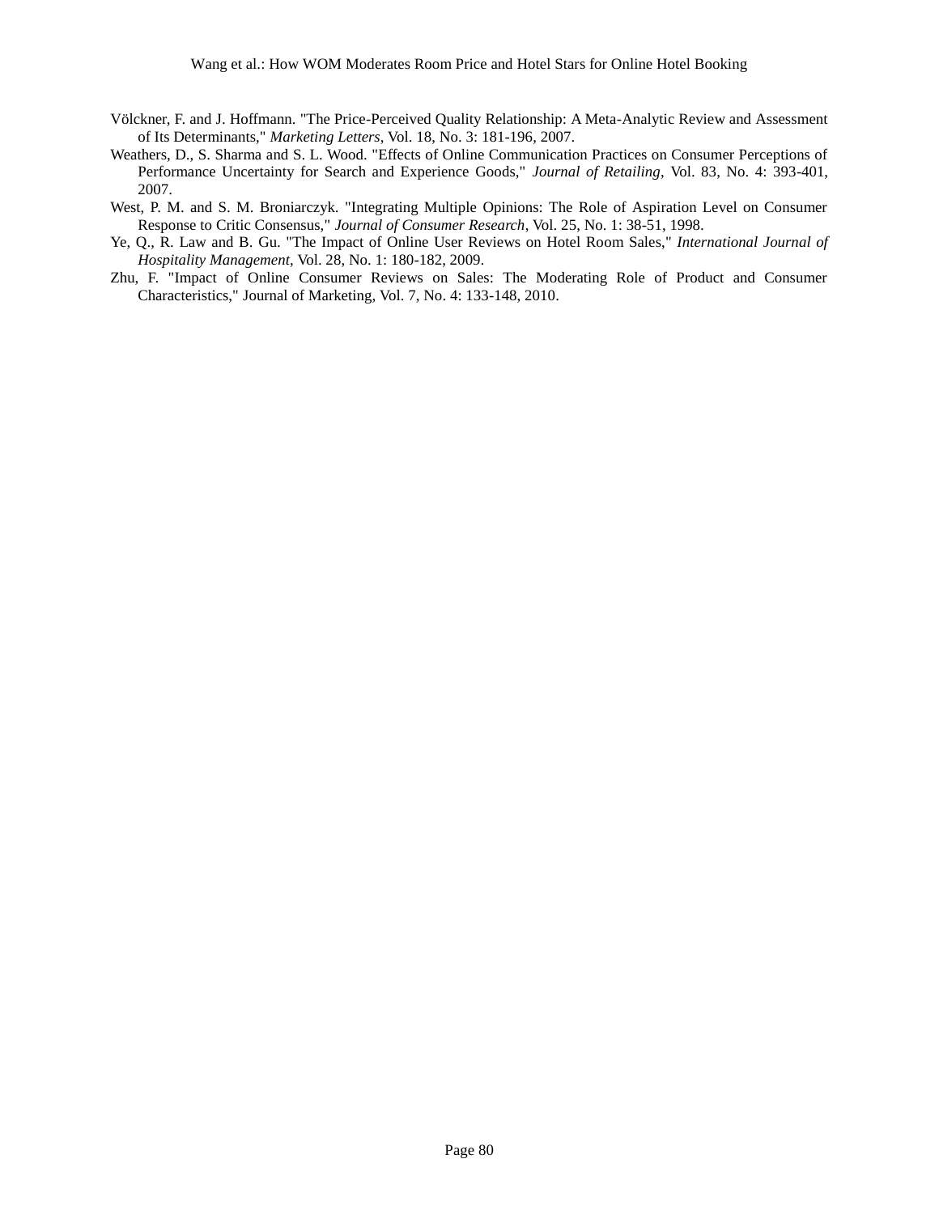Völckner, F. and J. Hoffmann. "The Price-Perceived Quality Relationship: A Meta-Analytic Review and Assessment of Its Determinants," *Marketing Letters*, Vol. 18, No. 3: 181-196, 2007.

Weathers, D., S. Sharma and S. L. Wood. "Effects of Online Communication Practices on Consumer Perceptions of Performance Uncertainty for Search and Experience Goods," *Journal of Retailing*, Vol. 83, No. 4: 393-401, 2007.

West, P. M. and S. M. Broniarczyk. "Integrating Multiple Opinions: The Role of Aspiration Level on Consumer Response to Critic Consensus," *Journal of Consumer Research*, Vol. 25, No. 1: 38-51, 1998.

Ye, Q., R. Law and B. Gu. "The Impact of Online User Reviews on Hotel Room Sales," *International Journal of Hospitality Management*, Vol. 28, No. 1: 180-182, 2009.

Zhu, F. "Impact of Online Consumer Reviews on Sales: The Moderating Role of Product and Consumer Characteristics," Journal of Marketing, Vol. 7, No. 4: 133-148, 2010.